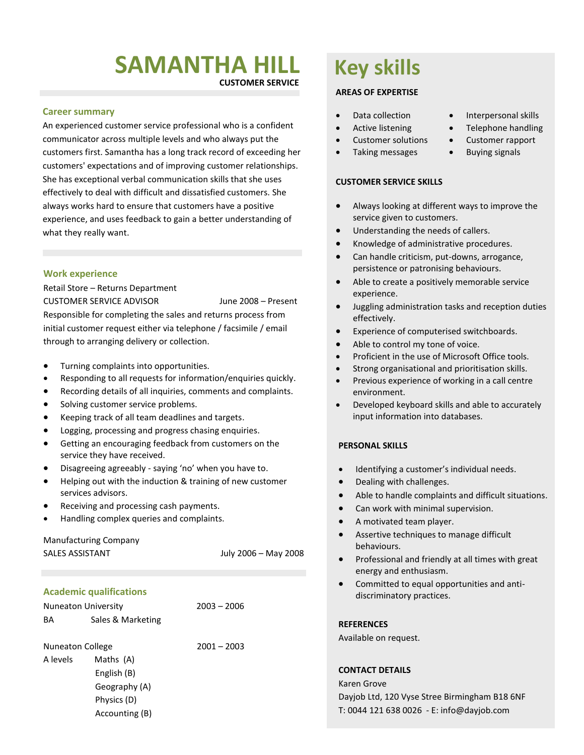# SAMANTHA HILL

**CUSTOMER SERVICE**

## Career summary

An experienced customer service professional who is a confident communicator across multiple levels and who always put the customers first. Samantha has a long track record of exceeding her customers' expectations and of improving customer relationships. She has exceptional verbal communication skills that she uses effectively to deal with difficult and dissatisfied customers. She always works hard to ensure that customers have a positive experience, and uses feedback to gain a better understanding of what they really want.

## Work experience

Retail Store – Returns Department

CUSTOMER SERVICE ADVISOR — June 2008 – Present

Responsible for completing the sales and returns process from initial customer request either via telephone / facsimile / email through to arranging delivery or collection.

- Turning complaints into opportunities.
- Responding to all requests for information/enquiries quickly.
- Recording details of all inquiries, comments and complaints.
- Solving customer service problems.
- Keeping track of all team deadlines and targets.
- Logging, processing and progress chasing enquiries.
- Getting an encouraging feedback from customers on the service they have received.
- Disagreeing agreeably - saying 'no' when you have to.
- Helping out with the induction & training of new customer services advisors.
- Receiving and processing cash payments.
- Handling complex queries and complaints.

Manufacturing Company

SALES ASSISTANT — July 2006 – May 2008

## Academic qualifications

Nuneaton University — 2003 – 2006

BA — Sales & Marketing

Nuneaton College — 2001 – 2003

A levels — Maths (A), English (B), Geography (A), Physics (D), Accounting (B)

# Key skills

**AREAS OF EXPERTISE**

- Data collection
- Active listening
- Customer solutions
- Taking messages
- Interpersonal skills
- Telephone handling
- Customer rapport
- Buying signals

**CUSTOMER SERVICE SKILLS**

- Always looking at different ways to improve the service given to customers.
- Understanding the needs of callers.
- Knowledge of administrative procedures.
- Can handle criticism, put-downs, arrogance, persistence or patronising behaviours.
- Able to create a positively memorable service experience.
- Juggling administration tasks and reception duties effectively.
- Experience of computerised switchboards.
- Able to control my tone of voice.
- Proficient in the use of Microsoft Office tools.
- Strong organisational and prioritisation skills.
- Previous experience of working in a call centre environment.
- Developed keyboard skills and able to accurately input information into databases.

**PERSONAL SKILLS**

- Identifying a customer's individual needs.
- Dealing with challenges.
- Able to handle complaints and difficult situations.
- Can work with minimal supervision.
- A motivated team player.
- Assertive techniques to manage difficult behaviours.
- Professional and friendly at all times with great energy and enthusiasm.
- Committed to equal opportunities and anti-discriminatory practices.

**REFERENCES**

Available on request.

**CONTACT DETAILS**

Karen Grove

Dayjob Ltd, 120 Vyse Stree Birmingham B18 6NF

T: 0044 121 638 0026 - E: info@dayjob.com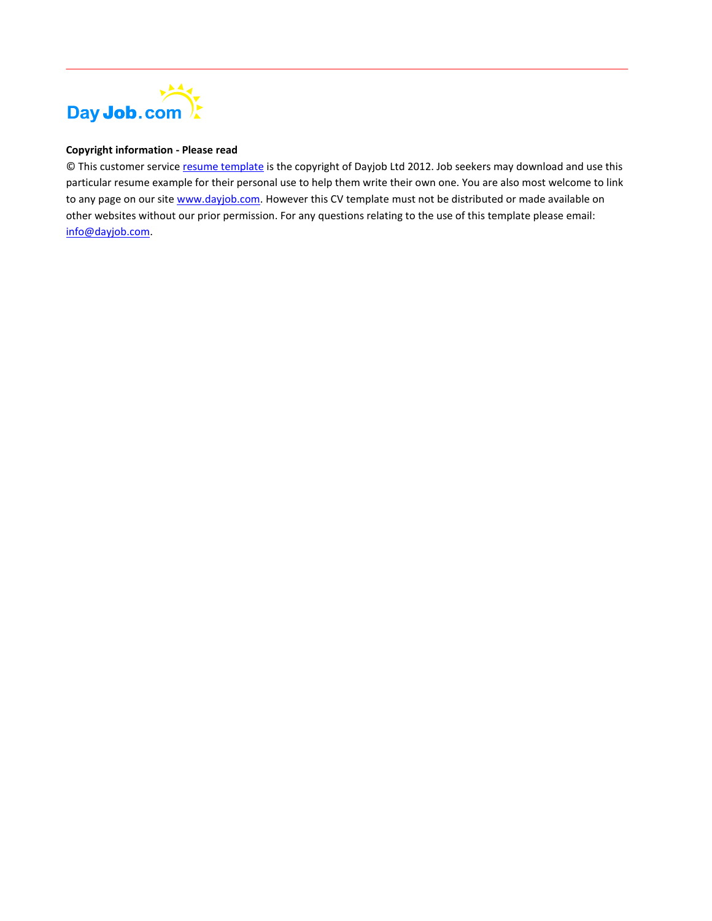DayJob.com

**Copyright information - Please read**

© This customer service resume template is the copyright of Dayjob Ltd 2012. Job seekers may download and use this particular resume example for their personal use to help them write their own one. You are also most welcome to link to any page on our site www.dayjob.com. However this CV template must not be distributed or made available on other websites without our prior permission. For any questions relating to the use of this template please email: info@dayjob.com.